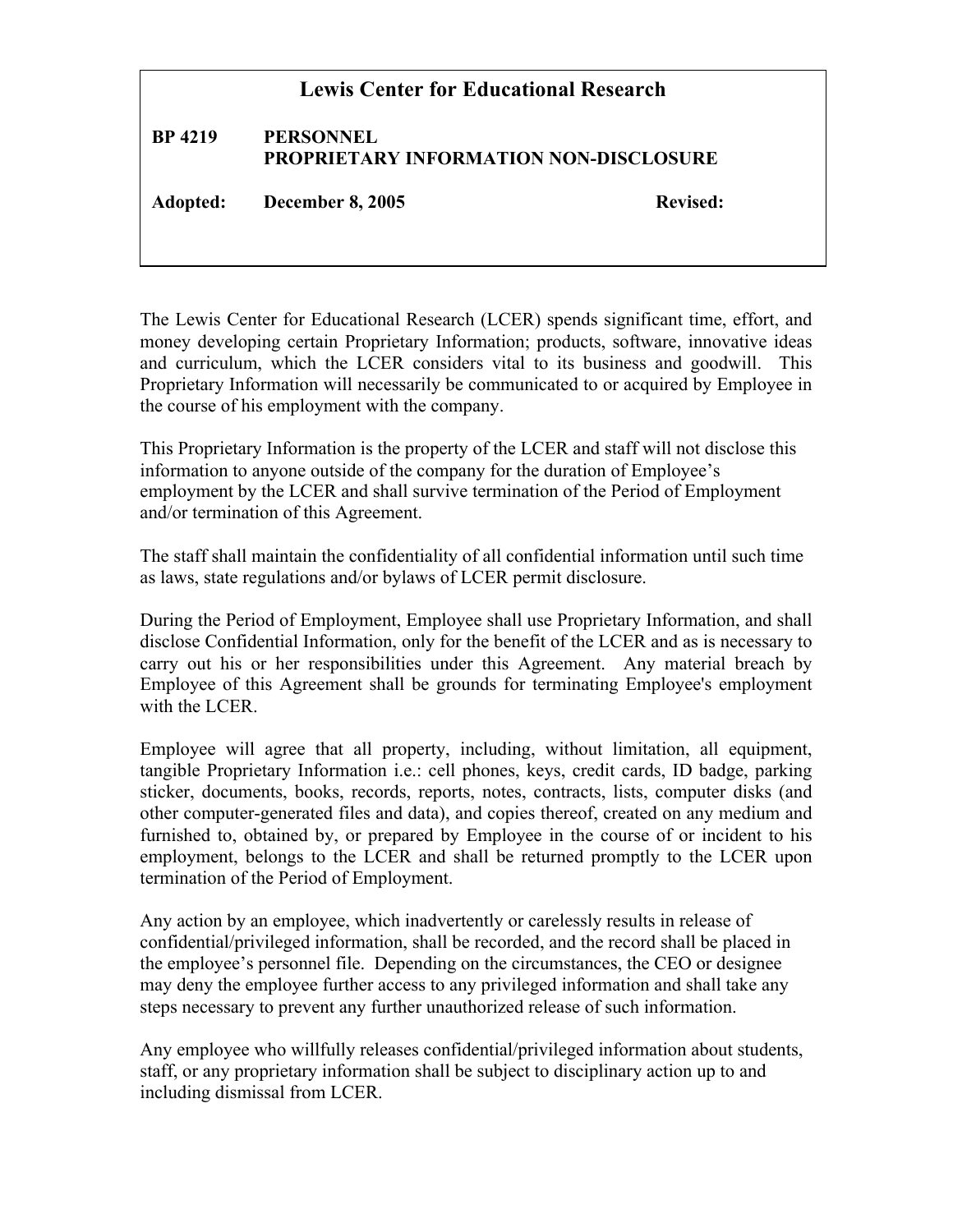# Lewis Center for Educational Research

**BP 4219 PERSONNEL**
**PROPRIETARY INFORMATION NON-DISCLOSURE**

**Adopted: December 8, 2005** **Revised:**

The Lewis Center for Educational Research (LCER) spends significant time, effort, and money developing certain Proprietary Information; products, software, innovative ideas and curriculum, which the LCER considers vital to its business and goodwill. This Proprietary Information will necessarily be communicated to or acquired by Employee in the course of his employment with the company.

This Proprietary Information is the property of the LCER and staff will not disclose this information to anyone outside of the company for the duration of Employee's employment by the LCER and shall survive termination of the Period of Employment and/or termination of this Agreement.

The staff shall maintain the confidentiality of all confidential information until such time as laws, state regulations and/or bylaws of LCER permit disclosure.

During the Period of Employment, Employee shall use Proprietary Information, and shall disclose Confidential Information, only for the benefit of the LCER and as is necessary to carry out his or her responsibilities under this Agreement. Any material breach by Employee of this Agreement shall be grounds for terminating Employee's employment with the LCER.

Employee will agree that all property, including, without limitation, all equipment, tangible Proprietary Information i.e.: cell phones, keys, credit cards, ID badge, parking sticker, documents, books, records, reports, notes, contracts, lists, computer disks (and other computer-generated files and data), and copies thereof, created on any medium and furnished to, obtained by, or prepared by Employee in the course of or incident to his employment, belongs to the LCER and shall be returned promptly to the LCER upon termination of the Period of Employment.

Any action by an employee, which inadvertently or carelessly results in release of confidential/privileged information, shall be recorded, and the record shall be placed in the employee's personnel file. Depending on the circumstances, the CEO or designee may deny the employee further access to any privileged information and shall take any steps necessary to prevent any further unauthorized release of such information.

Any employee who willfully releases confidential/privileged information about students, staff, or any proprietary information shall be subject to disciplinary action up to and including dismissal from LCER.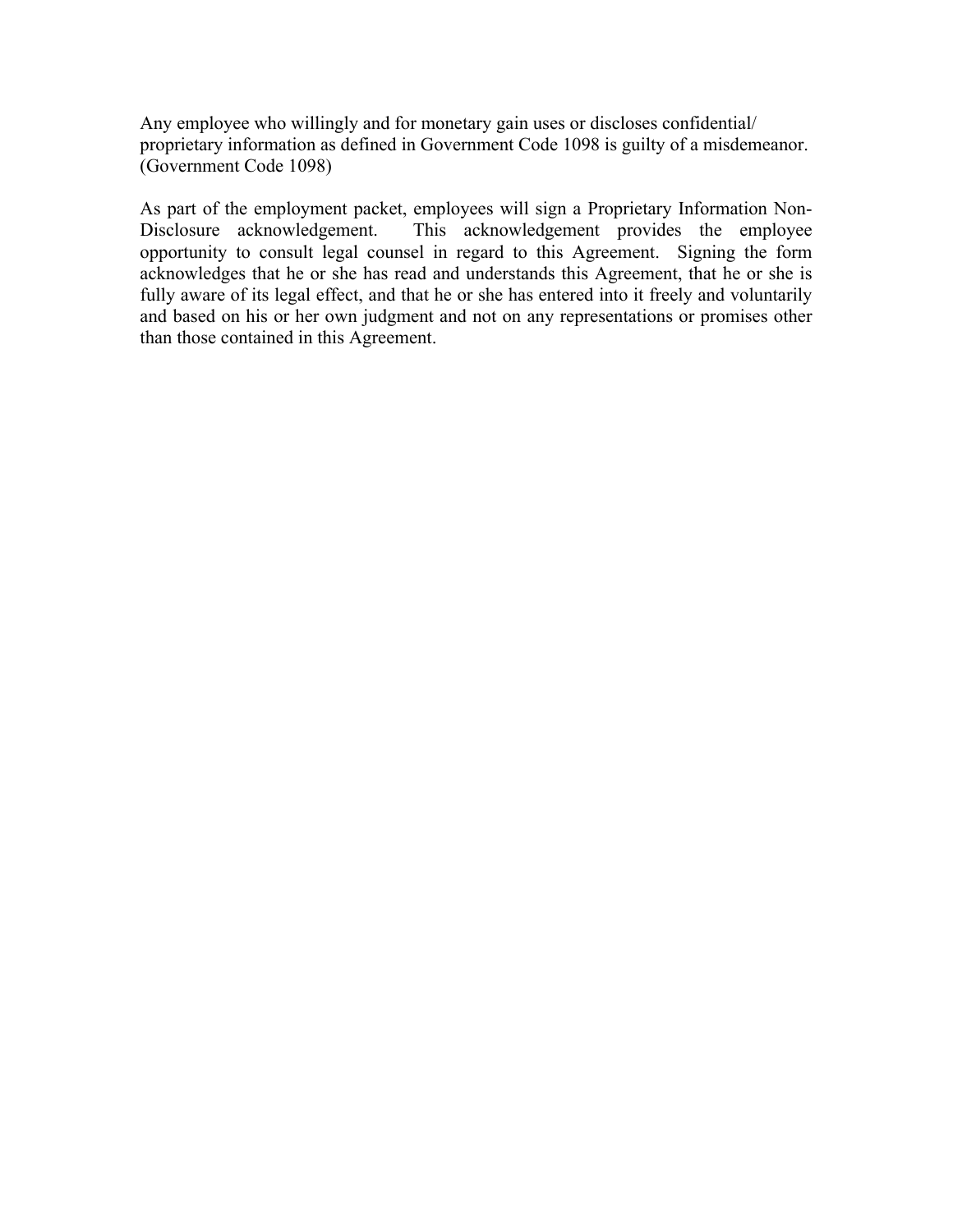Any employee who willingly and for monetary gain uses or discloses confidential/ proprietary information as defined in Government Code 1098 is guilty of a misdemeanor. (Government Code 1098)

As part of the employment packet, employees will sign a Proprietary Information Non-Disclosure acknowledgement. This acknowledgement provides the employee opportunity to consult legal counsel in regard to this Agreement. Signing the form acknowledges that he or she has read and understands this Agreement, that he or she is fully aware of its legal effect, and that he or she has entered into it freely and voluntarily and based on his or her own judgment and not on any representations or promises other than those contained in this Agreement.